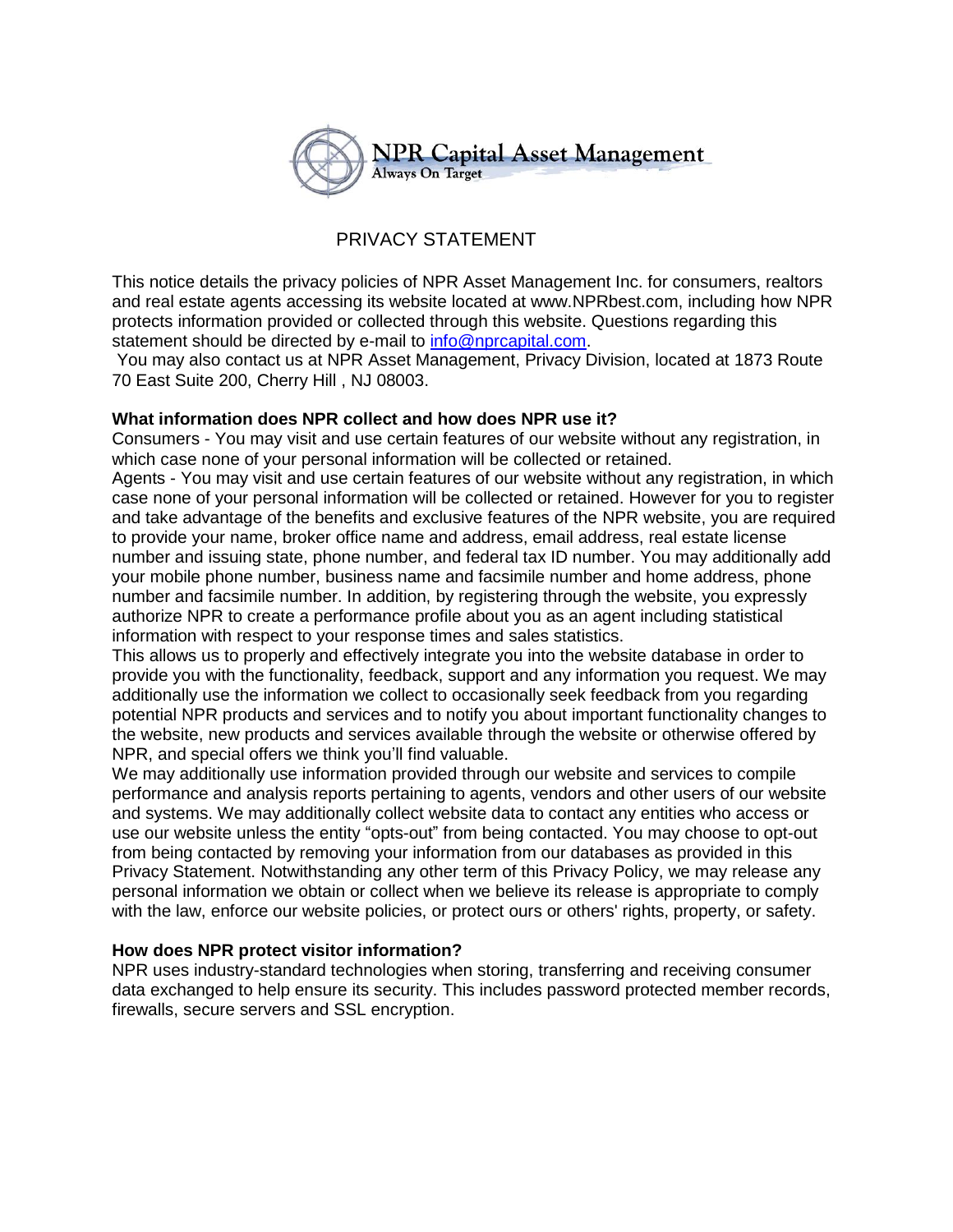NPR Capital Asset Management
Always On Target

# PRIVACY STATEMENT

This notice details the privacy policies of NPR Asset Management Inc. for consumers, realtors and real estate agents accessing its website located at www.NPRbest.com, including how NPR protects information provided or collected through this website. Questions regarding this statement should be directed by e-mail to info@nprcapital.com.

You may also contact us at NPR Asset Management, Privacy Division, located at 1873 Route 70 East Suite 200, Cherry Hill , NJ 08003.

**What information does NPR collect and how does NPR use it?**

Consumers - You may visit and use certain features of our website without any registration, in which case none of your personal information will be collected or retained.

Agents - You may visit and use certain features of our website without any registration, in which case none of your personal information will be collected or retained. However for you to register and take advantage of the benefits and exclusive features of the NPR website, you are required to provide your name, broker office name and address, email address, real estate license number and issuing state, phone number, and federal tax ID number. You may additionally add your mobile phone number, business name and facsimile number and home address, phone number and facsimile number. In addition, by registering through the website, you expressly authorize NPR to create a performance profile about you as an agent including statistical information with respect to your response times and sales statistics.

This allows us to properly and effectively integrate you into the website database in order to provide you with the functionality, feedback, support and any information you request. We may additionally use the information we collect to occasionally seek feedback from you regarding potential NPR products and services and to notify you about important functionality changes to the website, new products and services available through the website or otherwise offered by NPR, and special offers we think you'll find valuable.

We may additionally use information provided through our website and services to compile performance and analysis reports pertaining to agents, vendors and other users of our website and systems. We may additionally collect website data to contact any entities who access or use our website unless the entity "opts-out" from being contacted. You may choose to opt-out from being contacted by removing your information from our databases as provided in this Privacy Statement. Notwithstanding any other term of this Privacy Policy, we may release any personal information we obtain or collect when we believe its release is appropriate to comply with the law, enforce our website policies, or protect ours or others' rights, property, or safety.

**How does NPR protect visitor information?**

NPR uses industry-standard technologies when storing, transferring and receiving consumer data exchanged to help ensure its security. This includes password protected member records, firewalls, secure servers and SSL encryption.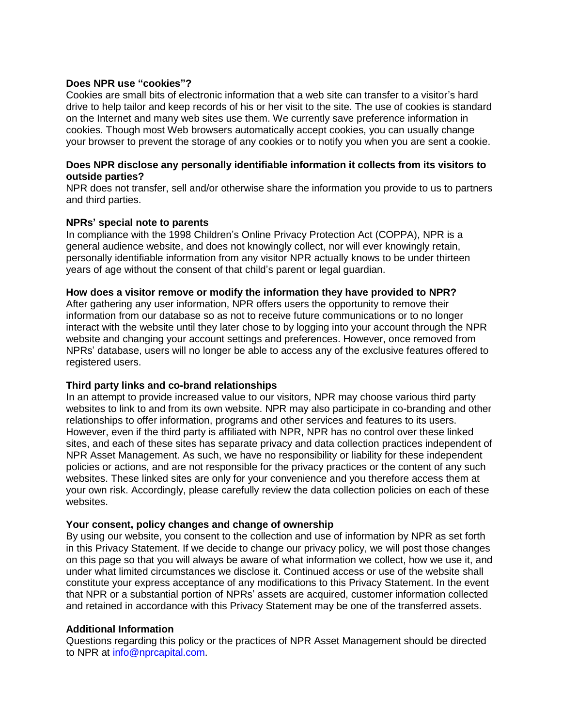**Does NPR use “cookies”?**
Cookies are small bits of electronic information that a web site can transfer to a visitor’s hard drive to help tailor and keep records of his or her visit to the site. The use of cookies is standard on the Internet and many web sites use them. We currently save preference information in cookies. Though most Web browsers automatically accept cookies, you can usually change your browser to prevent the storage of any cookies or to notify you when you are sent a cookie.

**Does NPR disclose any personally identifiable information it collects from its visitors to outside parties?**
NPR does not transfer, sell and/or otherwise share the information you provide to us to partners and third parties.

**NPRs’ special note to parents**
In compliance with the 1998 Children’s Online Privacy Protection Act (COPPA), NPR is a general audience website, and does not knowingly collect, nor will ever knowingly retain, personally identifiable information from any visitor NPR actually knows to be under thirteen years of age without the consent of that child’s parent or legal guardian.

**How does a visitor remove or modify the information they have provided to NPR?**
After gathering any user information, NPR offers users the opportunity to remove their information from our database so as not to receive future communications or to no longer interact with the website until they later chose to by logging into your account through the NPR website and changing your account settings and preferences. However, once removed from NPRs’ database, users will no longer be able to access any of the exclusive features offered to registered users.

**Third party links and co-brand relationships**
In an attempt to provide increased value to our visitors, NPR may choose various third party websites to link to and from its own website. NPR may also participate in co-branding and other relationships to offer information, programs and other services and features to its users. However, even if the third party is affiliated with NPR, NPR has no control over these linked sites, and each of these sites has separate privacy and data collection practices independent of NPR Asset Management. As such, we have no responsibility or liability for these independent policies or actions, and are not responsible for the privacy practices or the content of any such websites. These linked sites are only for your convenience and you therefore access them at your own risk. Accordingly, please carefully review the data collection policies on each of these websites.

**Your consent, policy changes and change of ownership**
By using our website, you consent to the collection and use of information by NPR as set forth in this Privacy Statement. If we decide to change our privacy policy, we will post those changes on this page so that you will always be aware of what information we collect, how we use it, and under what limited circumstances we disclose it. Continued access or use of the website shall constitute your express acceptance of any modifications to this Privacy Statement. In the event that NPR or a substantial portion of NPRs’ assets are acquired, customer information collected and retained in accordance with this Privacy Statement may be one of the transferred assets.

**Additional Information**
Questions regarding this policy or the practices of NPR Asset Management should be directed to NPR at info@nprcapital.com.